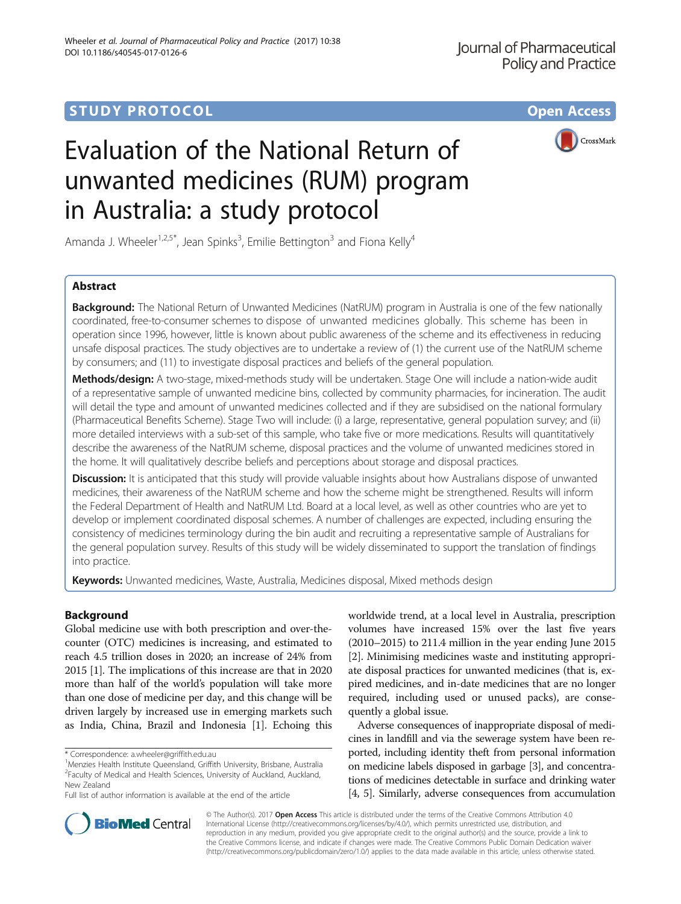STUDY PROTOCOL

Open Access

# Evaluation of the National Return of unwanted medicines (RUM) program in Australia: a study protocol

Amanda J. Wheeler[1,2,5*], Jean Spinks[3], Emilie Bettington[3] and Fiona Kelly[4]

## Abstract

**Background:** The National Return of Unwanted Medicines (NatRUM) program in Australia is one of the few nationally coordinated, free-to-consumer schemes to dispose of unwanted medicines globally. This scheme has been in operation since 1996, however, little is known about public awareness of the scheme and its effectiveness in reducing unsafe disposal practices. The study objectives are to undertake a review of (1) the current use of the NatRUM scheme by consumers; and (11) to investigate disposal practices and beliefs of the general population.

**Methods/design:** A two-stage, mixed-methods study will be undertaken. Stage One will include a nation-wide audit of a representative sample of unwanted medicine bins, collected by community pharmacies, for incineration. The audit will detail the type and amount of unwanted medicines collected and if they are subsidised on the national formulary (Pharmaceutical Benefits Scheme). Stage Two will include: (i) a large, representative, general population survey; and (ii) more detailed interviews with a sub-set of this sample, who take five or more medications. Results will quantitatively describe the awareness of the NatRUM scheme, disposal practices and the volume of unwanted medicines stored in the home. It will qualitatively describe beliefs and perceptions about storage and disposal practices.

**Discussion:** It is anticipated that this study will provide valuable insights about how Australians dispose of unwanted medicines, their awareness of the NatRUM scheme and how the scheme might be strengthened. Results will inform the Federal Department of Health and NatRUM Ltd. Board at a local level, as well as other countries who are yet to develop or implement coordinated disposal schemes. A number of challenges are expected, including ensuring the consistency of medicines terminology during the bin audit and recruiting a representative sample of Australians for the general population survey. Results of this study will be widely disseminated to support the translation of findings into practice.

**Keywords:** Unwanted medicines, Waste, Australia, Medicines disposal, Mixed methods design

## Background

Global medicine use with both prescription and over-the-counter (OTC) medicines is increasing, and estimated to reach 4.5 trillion doses in 2020; an increase of 24% from 2015 [1]. The implications of this increase are that in 2020 more than half of the world's population will take more than one dose of medicine per day, and this change will be driven largely by increased use in emerging markets such as India, China, Brazil and Indonesia [1]. Echoing this worldwide trend, at a local level in Australia, prescription volumes have increased 15% over the last five years (2010–2015) to 211.4 million in the year ending June 2015 [2]. Minimising medicines waste and instituting appropriate disposal practices for unwanted medicines (that is, expired medicines, and in-date medicines that are no longer required, including used or unused packs), are consequently a global issue.

Adverse consequences of inappropriate disposal of medicines in landfill and via the sewerage system have been reported, including identity theft from personal information on medicine labels disposed in garbage [3], and concentrations of medicines detectable in surface and drinking water [4, 5]. Similarly, adverse consequences from accumulation

\* Correspondence: a.wheeler@griffith.edu.au
[1]Menzies Health Institute Queensland, Griffith University, Brisbane, Australia
[2]Faculty of Medical and Health Sciences, University of Auckland, Auckland, New Zealand
Full list of author information is available at the end of the article

© The Author(s). 2017 **Open Access** This article is distributed under the terms of the Creative Commons Attribution 4.0 International License (http://creativecommons.org/licenses/by/4.0/), which permits unrestricted use, distribution, and reproduction in any medium, provided you give appropriate credit to the original author(s) and the source, provide a link to the Creative Commons license, and indicate if changes were made. The Creative Commons Public Domain Dedication waiver (http://creativecommons.org/publicdomain/zero/1.0/) applies to the data made available in this article, unless otherwise stated.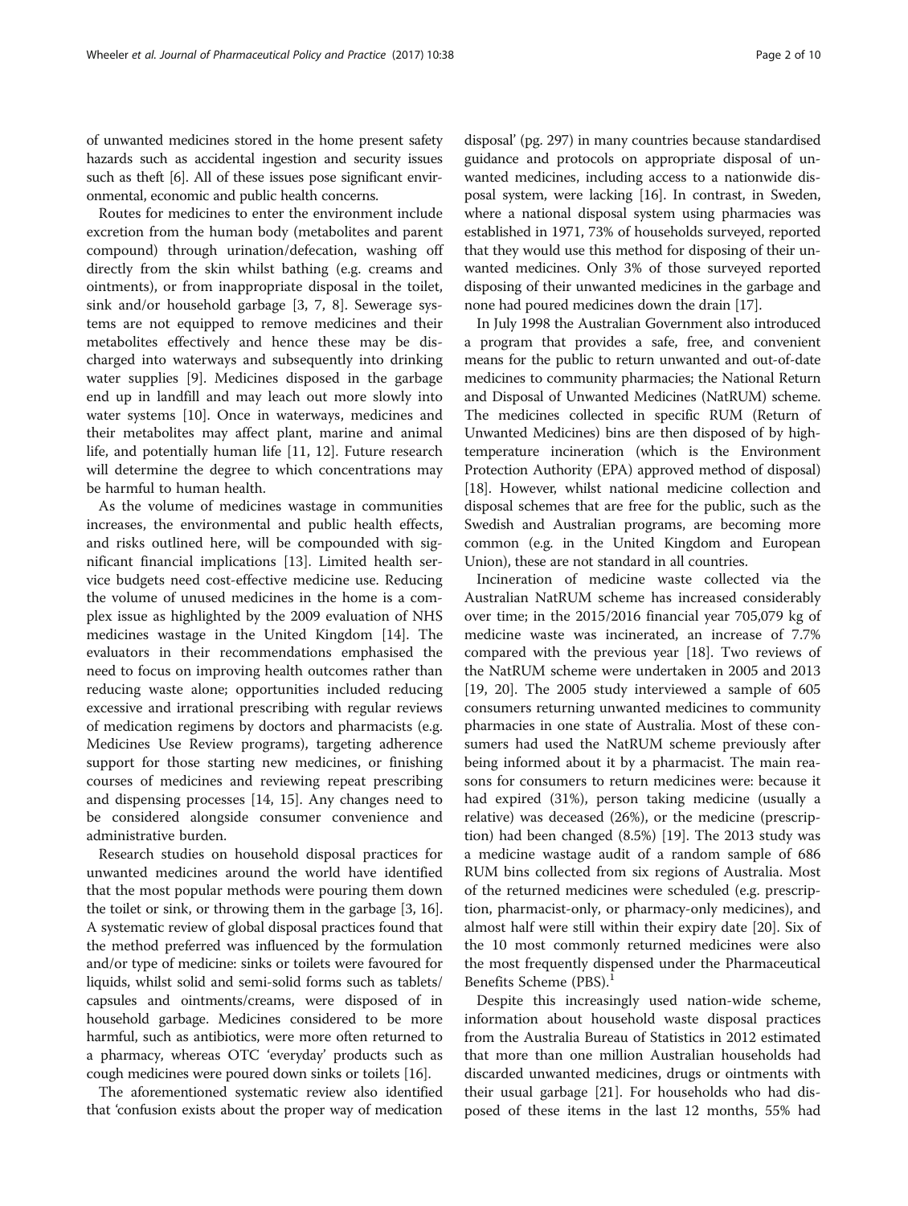of unwanted medicines stored in the home present safety hazards such as accidental ingestion and security issues such as theft [6]. All of these issues pose significant environmental, economic and public health concerns.

Routes for medicines to enter the environment include excretion from the human body (metabolites and parent compound) through urination/defecation, washing off directly from the skin whilst bathing (e.g. creams and ointments), or from inappropriate disposal in the toilet, sink and/or household garbage [3, 7, 8]. Sewerage systems are not equipped to remove medicines and their metabolites effectively and hence these may be discharged into waterways and subsequently into drinking water supplies [9]. Medicines disposed in the garbage end up in landfill and may leach out more slowly into water systems [10]. Once in waterways, medicines and their metabolites may affect plant, marine and animal life, and potentially human life [11, 12]. Future research will determine the degree to which concentrations may be harmful to human health.

As the volume of medicines wastage in communities increases, the environmental and public health effects, and risks outlined here, will be compounded with significant financial implications [13]. Limited health service budgets need cost-effective medicine use. Reducing the volume of unused medicines in the home is a complex issue as highlighted by the 2009 evaluation of NHS medicines wastage in the United Kingdom [14]. The evaluators in their recommendations emphasised the need to focus on improving health outcomes rather than reducing waste alone; opportunities included reducing excessive and irrational prescribing with regular reviews of medication regimens by doctors and pharmacists (e.g. Medicines Use Review programs), targeting adherence support for those starting new medicines, or finishing courses of medicines and reviewing repeat prescribing and dispensing processes [14, 15]. Any changes need to be considered alongside consumer convenience and administrative burden.

Research studies on household disposal practices for unwanted medicines around the world have identified that the most popular methods were pouring them down the toilet or sink, or throwing them in the garbage [3, 16]. A systematic review of global disposal practices found that the method preferred was influenced by the formulation and/or type of medicine: sinks or toilets were favoured for liquids, whilst solid and semi-solid forms such as tablets/capsules and ointments/creams, were disposed of in household garbage. Medicines considered to be more harmful, such as antibiotics, were more often returned to a pharmacy, whereas OTC 'everyday' products such as cough medicines were poured down sinks or toilets [16].

The aforementioned systematic review also identified that 'confusion exists about the proper way of medication disposal' (pg. 297) in many countries because standardised guidance and protocols on appropriate disposal of unwanted medicines, including access to a nationwide disposal system, were lacking [16]. In contrast, in Sweden, where a national disposal system using pharmacies was established in 1971, 73% of households surveyed, reported that they would use this method for disposing of their unwanted medicines. Only 3% of those surveyed reported disposing of their unwanted medicines in the garbage and none had poured medicines down the drain [17].

In July 1998 the Australian Government also introduced a program that provides a safe, free, and convenient means for the public to return unwanted and out-of-date medicines to community pharmacies; the National Return and Disposal of Unwanted Medicines (NatRUM) scheme. The medicines collected in specific RUM (Return of Unwanted Medicines) bins are then disposed of by high-temperature incineration (which is the Environment Protection Authority (EPA) approved method of disposal) [18]. However, whilst national medicine collection and disposal schemes that are free for the public, such as the Swedish and Australian programs, are becoming more common (e.g. in the United Kingdom and European Union), these are not standard in all countries.

Incineration of medicine waste collected via the Australian NatRUM scheme has increased considerably over time; in the 2015/2016 financial year 705,079 kg of medicine waste was incinerated, an increase of 7.7% compared with the previous year [18]. Two reviews of the NatRUM scheme were undertaken in 2005 and 2013 [19, 20]. The 2005 study interviewed a sample of 605 consumers returning unwanted medicines to community pharmacies in one state of Australia. Most of these consumers had used the NatRUM scheme previously after being informed about it by a pharmacist. The main reasons for consumers to return medicines were: because it had expired (31%), person taking medicine (usually a relative) was deceased (26%), or the medicine (prescription) had been changed (8.5%) [19]. The 2013 study was a medicine wastage audit of a random sample of 686 RUM bins collected from six regions of Australia. Most of the returned medicines were scheduled (e.g. prescription, pharmacist-only, or pharmacy-only medicines), and almost half were still within their expiry date [20]. Six of the 10 most commonly returned medicines were also the most frequently dispensed under the Pharmaceutical Benefits Scheme (PBS).[1]

Despite this increasingly used nation-wide scheme, information about household waste disposal practices from the Australia Bureau of Statistics in 2012 estimated that more than one million Australian households had discarded unwanted medicines, drugs or ointments with their usual garbage [21]. For households who had disposed of these items in the last 12 months, 55% had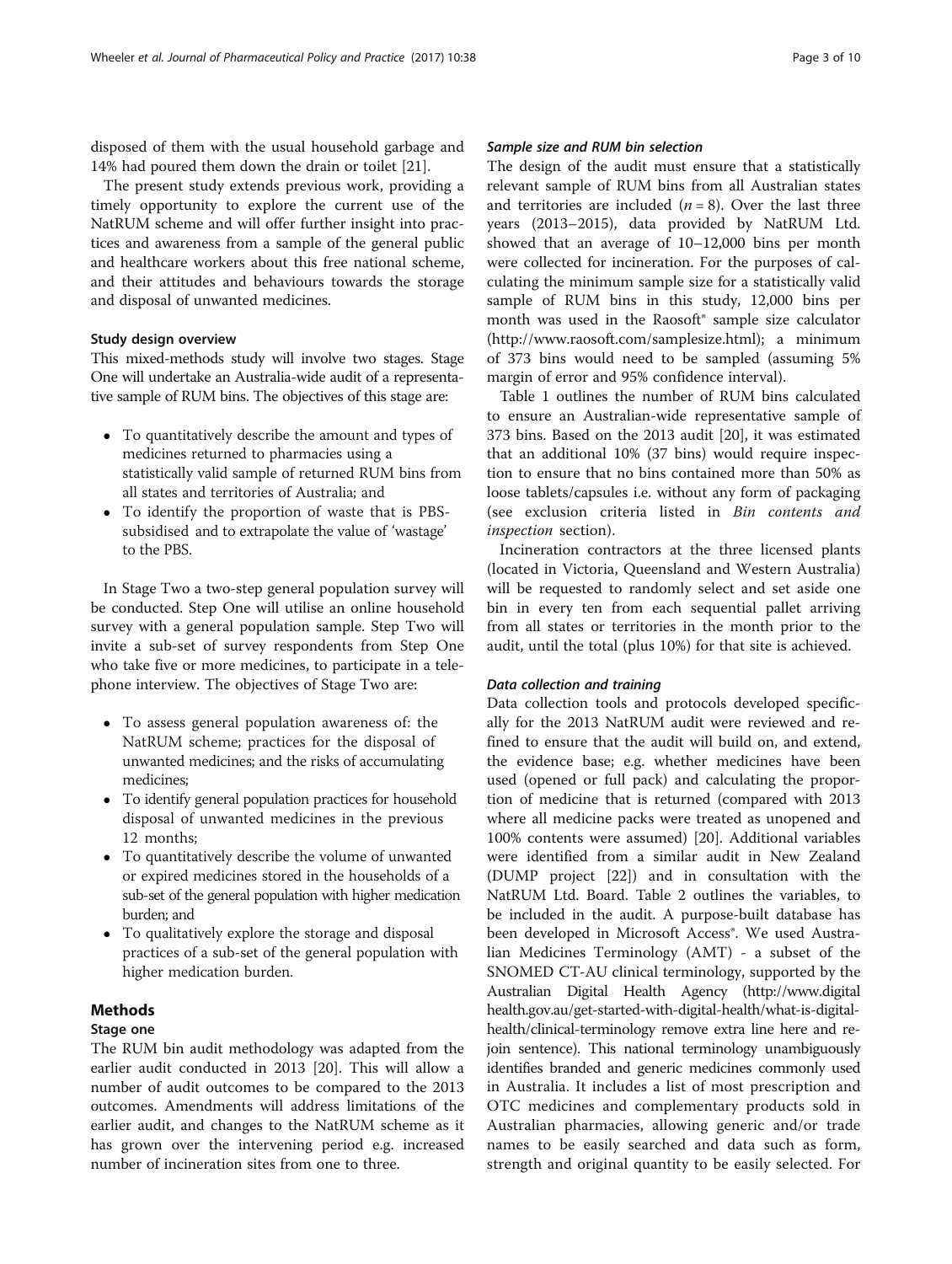disposed of them with the usual household garbage and 14% had poured them down the drain or toilet [21].

The present study extends previous work, providing a timely opportunity to explore the current use of the NatRUM scheme and will offer further insight into practices and awareness from a sample of the general public and healthcare workers about this free national scheme, and their attitudes and behaviours towards the storage and disposal of unwanted medicines.

### Study design overview

This mixed-methods study will involve two stages. Stage One will undertake an Australia-wide audit of a representative sample of RUM bins. The objectives of this stage are:

- To quantitatively describe the amount and types of medicines returned to pharmacies using a statistically valid sample of returned RUM bins from all states and territories of Australia; and
- To identify the proportion of waste that is PBS-subsidised and to extrapolate the value of 'wastage' to the PBS.

In Stage Two a two-step general population survey will be conducted. Step One will utilise an online household survey with a general population sample. Step Two will invite a sub-set of survey respondents from Step One who take five or more medicines, to participate in a telephone interview. The objectives of Stage Two are:

- To assess general population awareness of: the NatRUM scheme; practices for the disposal of unwanted medicines; and the risks of accumulating medicines;
- To identify general population practices for household disposal of unwanted medicines in the previous 12 months;
- To quantitatively describe the volume of unwanted or expired medicines stored in the households of a sub-set of the general population with higher medication burden; and
- To qualitatively explore the storage and disposal practices of a sub-set of the general population with higher medication burden.

## Methods

### Stage one

The RUM bin audit methodology was adapted from the earlier audit conducted in 2013 [20]. This will allow a number of audit outcomes to be compared to the 2013 outcomes. Amendments will address limitations of the earlier audit, and changes to the NatRUM scheme as it has grown over the intervening period e.g. increased number of incineration sites from one to three.

#### *Sample size and RUM bin selection*

The design of the audit must ensure that a statistically relevant sample of RUM bins from all Australian states and territories are included ($n = 8$). Over the last three years (2013–2015), data provided by NatRUM Ltd. showed that an average of 10–12,000 bins per month were collected for incineration. For the purposes of calculating the minimum sample size for a statistically valid sample of RUM bins in this study, 12,000 bins per month was used in the Raosoft® sample size calculator (http://www.raosoft.com/samplesize.html); a minimum of 373 bins would need to be sampled (assuming 5% margin of error and 95% confidence interval).

Table 1 outlines the number of RUM bins calculated to ensure an Australian-wide representative sample of 373 bins. Based on the 2013 audit [20], it was estimated that an additional 10% (37 bins) would require inspection to ensure that no bins contained more than 50% as loose tablets/capsules i.e. without any form of packaging (see exclusion criteria listed in *Bin contents and inspection* section).

Incineration contractors at the three licensed plants (located in Victoria, Queensland and Western Australia) will be requested to randomly select and set aside one bin in every ten from each sequential pallet arriving from all states or territories in the month prior to the audit, until the total (plus 10%) for that site is achieved.

#### *Data collection and training*

Data collection tools and protocols developed specifically for the 2013 NatRUM audit were reviewed and refined to ensure that the audit will build on, and extend, the evidence base; e.g. whether medicines have been used (opened or full pack) and calculating the proportion of medicine that is returned (compared with 2013 where all medicine packs were treated as unopened and 100% contents were assumed) [20]. Additional variables were identified from a similar audit in New Zealand (DUMP project [22]) and in consultation with the NatRUM Ltd. Board. Table 2 outlines the variables, to be included in the audit. A purpose-built database has been developed in Microsoft Access®. We used Australian Medicines Terminology (AMT) - a subset of the SNOMED CT-AU clinical terminology, supported by the Australian Digital Health Agency (http://www.digitalhealth.gov.au/get-started-with-digital-health/what-is-digital-health/clinical-terminology remove extra line here and rejoin sentence). This national terminology unambiguously identifies branded and generic medicines commonly used in Australia. It includes a list of most prescription and OTC medicines and complementary products sold in Australian pharmacies, allowing generic and/or trade names to be easily searched and data such as form, strength and original quantity to be easily selected. For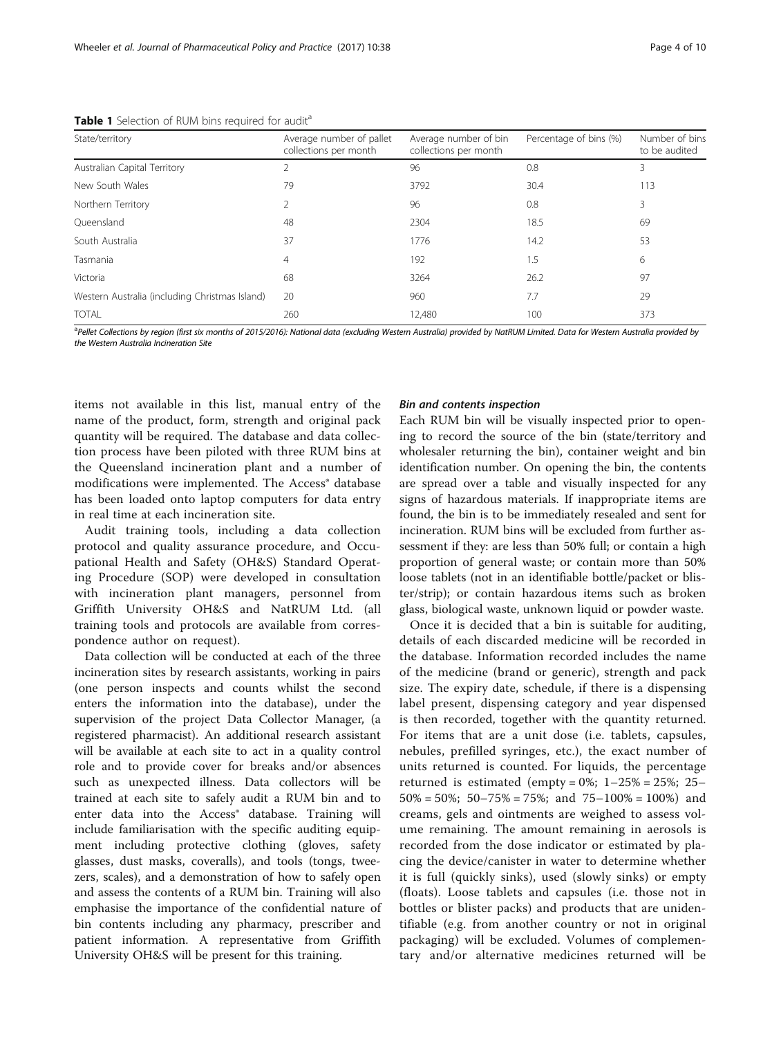**Table 1** Selection of RUM bins required for audit[a]

| State/territory | Average number of pallet collections per month | Average number of bin collections per month | Percentage of bins (%) | Number of bins to be audited |
|---|---|---|---|---|
| Australian Capital Territory | 2 | 96 | 0.8 | 3 |
| New South Wales | 79 | 3792 | 30.4 | 113 |
| Northern Territory | 2 | 96 | 0.8 | 3 |
| Queensland | 48 | 2304 | 18.5 | 69 |
| South Australia | 37 | 1776 | 14.2 | 53 |
| Tasmania | 4 | 192 | 1.5 | 6 |
| Victoria | 68 | 3264 | 26.2 | 97 |
| Western Australia (including Christmas Island) | 20 | 960 | 7.7 | 29 |
| TOTAL | 260 | 12,480 | 100 | 373 |

[a]*Pellet Collections by region (first six months of 2015/2016): National data (excluding Western Australia) provided by NatRUM Limited. Data for Western Australia provided by the Western Australia Incineration Site*

items not available in this list, manual entry of the name of the product, form, strength and original pack quantity will be required. The database and data collection process have been piloted with three RUM bins at the Queensland incineration plant and a number of modifications were implemented. The Access® database has been loaded onto laptop computers for data entry in real time at each incineration site.

Audit training tools, including a data collection protocol and quality assurance procedure, and Occupational Health and Safety (OH&S) Standard Operating Procedure (SOP) were developed in consultation with incineration plant managers, personnel from Griffith University OH&S and NatRUM Ltd. (all training tools and protocols are available from correspondence author on request).

Data collection will be conducted at each of the three incineration sites by research assistants, working in pairs (one person inspects and counts whilst the second enters the information into the database), under the supervision of the project Data Collector Manager, (a registered pharmacist). An additional research assistant will be available at each site to act in a quality control role and to provide cover for breaks and/or absences such as unexpected illness. Data collectors will be trained at each site to safely audit a RUM bin and to enter data into the Access® database. Training will include familiarisation with the specific auditing equipment including protective clothing (gloves, safety glasses, dust masks, coveralls), and tools (tongs, tweezers, scales), and a demonstration of how to safely open and assess the contents of a RUM bin. Training will also emphasise the importance of the confidential nature of bin contents including any pharmacy, prescriber and patient information. A representative from Griffith University OH&S will be present for this training.

### *Bin and contents inspection*

Each RUM bin will be visually inspected prior to opening to record the source of the bin (state/territory and wholesaler returning the bin), container weight and bin identification number. On opening the bin, the contents are spread over a table and visually inspected for any signs of hazardous materials. If inappropriate items are found, the bin is to be immediately resealed and sent for incineration. RUM bins will be excluded from further assessment if they: are less than 50% full; or contain a high proportion of general waste; or contain more than 50% loose tablets (not in an identifiable bottle/packet or blister/strip); or contain hazardous items such as broken glass, biological waste, unknown liquid or powder waste.

Once it is decided that a bin is suitable for auditing, details of each discarded medicine will be recorded in the database. Information recorded includes the name of the medicine (brand or generic), strength and pack size. The expiry date, schedule, if there is a dispensing label present, dispensing category and year dispensed is then recorded, together with the quantity returned. For items that are a unit dose (i.e. tablets, capsules, nebules, prefilled syringes, etc.), the exact number of units returned is counted. For liquids, the percentage returned is estimated (empty = 0%; 1–25% = 25%; 25–50% = 50%; 50–75% = 75%; and 75–100% = 100%) and creams, gels and ointments are weighed to assess volume remaining. The amount remaining in aerosols is recorded from the dose indicator or estimated by placing the device/canister in water to determine whether it is full (quickly sinks), used (slowly sinks) or empty (floats). Loose tablets and capsules (i.e. those not in bottles or blister packs) and products that are unidentifiable (e.g. from another country or not in original packaging) will be excluded. Volumes of complementary and/or alternative medicines returned will be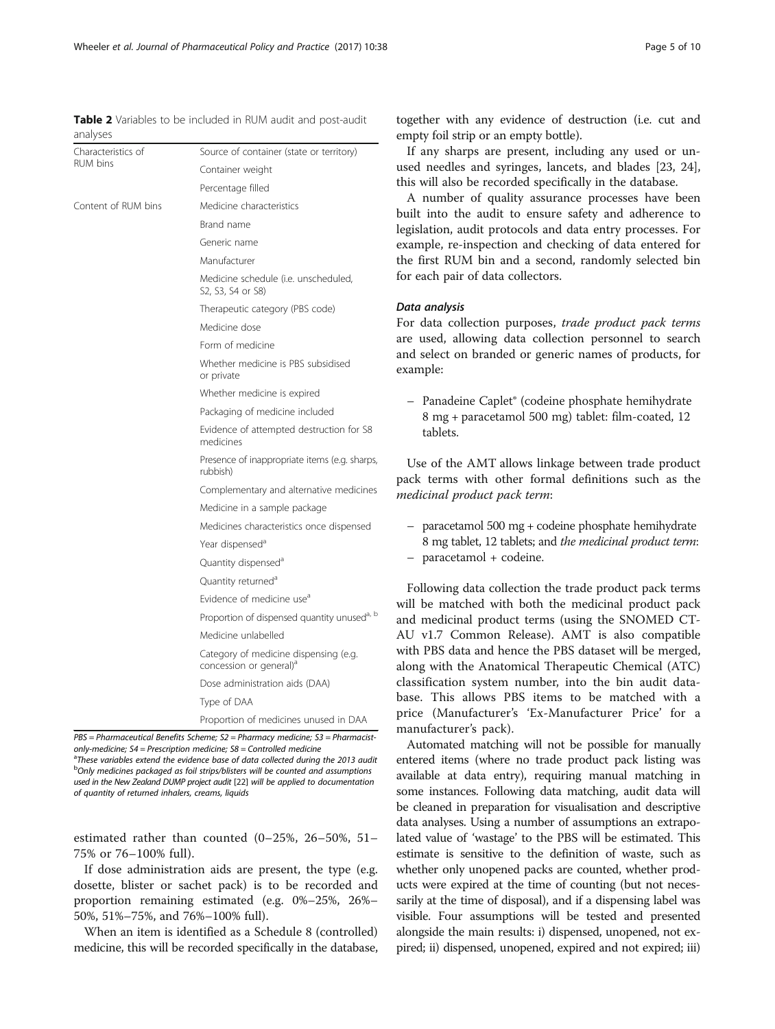**Table 2** Variables to be included in RUM audit and post-audit analyses

| | |
|---|---|
| Characteristics of RUM bins | Source of container (state or territory) |
| | Container weight |
| | Percentage filled |
| Content of RUM bins | Medicine characteristics |
| | Brand name |
| | Generic name |
| | Manufacturer |
| | Medicine schedule (i.e. unscheduled, S2, S3, S4 or S8) |
| | Therapeutic category (PBS code) |
| | Medicine dose |
| | Form of medicine |
| | Whether medicine is PBS subsidised or private |
| | Whether medicine is expired |
| | Packaging of medicine included |
| | Evidence of attempted destruction for S8 medicines |
| | Presence of inappropriate items (e.g. sharps, rubbish) |
| | Complementary and alternative medicines |
| | Medicine in a sample package |
| | Medicines characteristics once dispensed |
| | Year dispensed[a] |
| | Quantity dispensed[a] |
| | Quantity returned[a] |
| | Evidence of medicine use[a] |
| | Proportion of dispensed quantity unused[a, b] |
| | Medicine unlabelled |
| | Category of medicine dispensing (e.g. concession or general)[a] |
| | Dose administration aids (DAA) |
| | Type of DAA |
| | Proportion of medicines unused in DAA |

PBS = Pharmaceutical Benefits Scheme; S2 = Pharmacy medicine; S3 = Pharmacist-only-medicine; S4 = Prescription medicine; S8 = Controlled medicine
[a]These variables extend the evidence base of data collected during the 2013 audit
[b]Only medicines packaged as foil strips/blisters will be counted and assumptions used in the New Zealand DUMP project audit [22] will be applied to documentation of quantity of returned inhalers, creams, liquids

estimated rather than counted (0–25%, 26–50%, 51–75% or 76–100% full).

If dose administration aids are present, the type (e.g. dosette, blister or sachet pack) is to be recorded and proportion remaining estimated (e.g. 0%–25%, 26%–50%, 51%–75%, and 76%–100% full).

When an item is identified as a Schedule 8 (controlled) medicine, this will be recorded specifically in the database, together with any evidence of destruction (i.e. cut and empty foil strip or an empty bottle).

If any sharps are present, including any used or unused needles and syringes, lancets, and blades [23, 24], this will also be recorded specifically in the database.

A number of quality assurance processes have been built into the audit to ensure safety and adherence to legislation, audit protocols and data entry processes. For example, re-inspection and checking of data entered for the first RUM bin and a second, randomly selected bin for each pair of data collectors.

### Data analysis

For data collection purposes, *trade product pack terms* are used, allowing data collection personnel to search and select on branded or generic names of products, for example:

- Panadeine Caplet® (codeine phosphate hemihydrate 8 mg + paracetamol 500 mg) tablet: film-coated, 12 tablets.

Use of the AMT allows linkage between trade product pack terms with other formal definitions such as the *medicinal product pack term*:

- paracetamol 500 mg + codeine phosphate hemihydrate 8 mg tablet, 12 tablets; and *the medicinal product term*:
- paracetamol + codeine.

Following data collection the trade product pack terms will be matched with both the medicinal product pack and medicinal product terms (using the SNOMED CT-AU v1.7 Common Release). AMT is also compatible with PBS data and hence the PBS dataset will be merged, along with the Anatomical Therapeutic Chemical (ATC) classification system number, into the bin audit database. This allows PBS items to be matched with a price (Manufacturer's 'Ex-Manufacturer Price' for a manufacturer's pack).

Automated matching will not be possible for manually entered items (where no trade product pack listing was available at data entry), requiring manual matching in some instances. Following data matching, audit data will be cleaned in preparation for visualisation and descriptive data analyses. Using a number of assumptions an extrapolated value of 'wastage' to the PBS will be estimated. This estimate is sensitive to the definition of waste, such as whether only unopened packs are counted, whether products were expired at the time of counting (but not necessarily at the time of disposal), and if a dispensing label was visible. Four assumptions will be tested and presented alongside the main results: i) dispensed, unopened, not expired; ii) dispensed, unopened, expired and not expired; iii)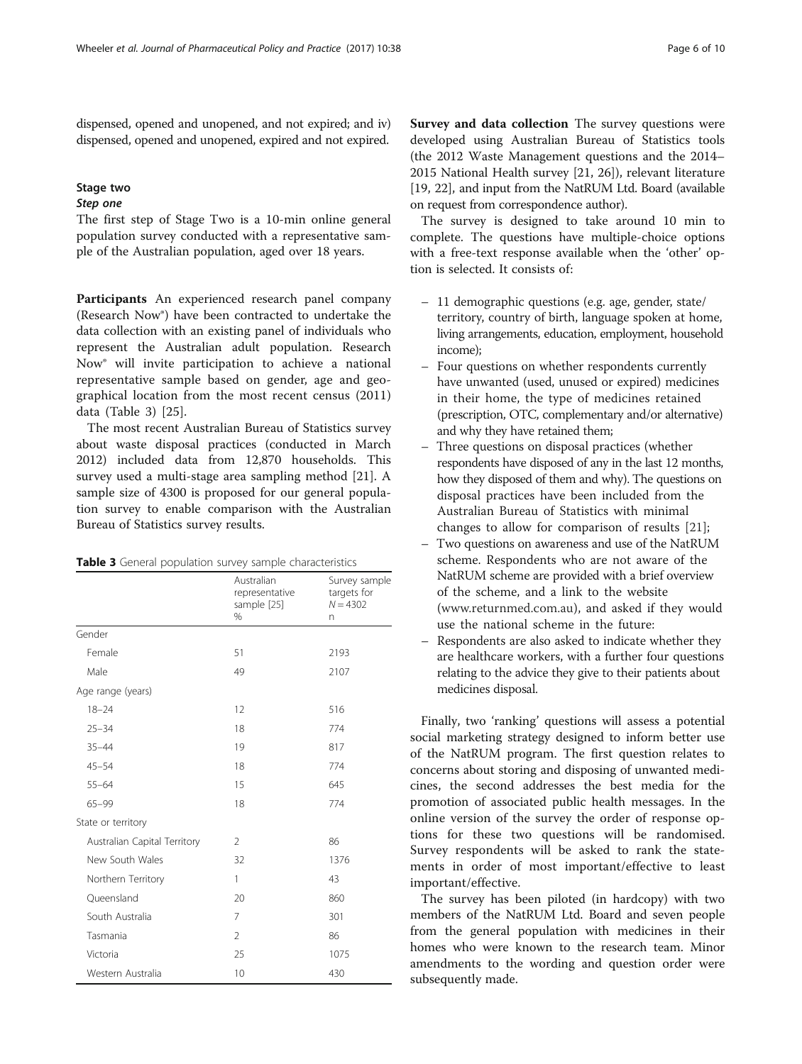dispensed, opened and unopened, and not expired; and iv) dispensed, opened and unopened, expired and not expired.

### Stage two

#### *Step one*

The first step of Stage Two is a 10-min online general population survey conducted with a representative sample of the Australian population, aged over 18 years.

**Participants** An experienced research panel company (Research Now®) have been contracted to undertake the data collection with an existing panel of individuals who represent the Australian adult population. Research Now® will invite participation to achieve a national representative sample based on gender, age and geographical location from the most recent census (2011) data (Table 3) [25].

The most recent Australian Bureau of Statistics survey about waste disposal practices (conducted in March 2012) included data from 12,870 households. This survey used a multi-stage area sampling method [21]. A sample size of 4300 is proposed for our general population survey to enable comparison with the Australian Bureau of Statistics survey results.

**Table 3** General population survey sample characteristics

| | Australian representative sample [25] % | Survey sample targets for $N = 4302$ n |
|---|---|---|
| Gender | | |
| Female | 51 | 2193 |
| Male | 49 | 2107 |
| Age range (years) | | |
| 18–24 | 12 | 516 |
| 25–34 | 18 | 774 |
| 35–44 | 19 | 817 |
| 45–54 | 18 | 774 |
| 55–64 | 15 | 645 |
| 65–99 | 18 | 774 |
| State or territory | | |
| Australian Capital Territory | 2 | 86 |
| New South Wales | 32 | 1376 |
| Northern Territory | 1 | 43 |
| Queensland | 20 | 860 |
| South Australia | 7 | 301 |
| Tasmania | 2 | 86 |
| Victoria | 25 | 1075 |
| Western Australia | 10 | 430 |

**Survey and data collection** The survey questions were developed using Australian Bureau of Statistics tools (the 2012 Waste Management questions and the 2014–2015 National Health survey [21, 26]), relevant literature [19, 22], and input from the NatRUM Ltd. Board (available on request from correspondence author).

The survey is designed to take around 10 min to complete. The questions have multiple-choice options with a free-text response available when the 'other' option is selected. It consists of:

- 11 demographic questions (e.g. age, gender, state/territory, country of birth, language spoken at home, living arrangements, education, employment, household income);
- Four questions on whether respondents currently have unwanted (used, unused or expired) medicines in their home, the type of medicines retained (prescription, OTC, complementary and/or alternative) and why they have retained them;
- Three questions on disposal practices (whether respondents have disposed of any in the last 12 months, how they disposed of them and why). The questions on disposal practices have been included from the Australian Bureau of Statistics with minimal changes to allow for comparison of results [21];
- Two questions on awareness and use of the NatRUM scheme. Respondents who are not aware of the NatRUM scheme are provided with a brief overview of the scheme, and a link to the website (www.returnmed.com.au), and asked if they would use the national scheme in the future:
- Respondents are also asked to indicate whether they are healthcare workers, with a further four questions relating to the advice they give to their patients about medicines disposal.

Finally, two 'ranking' questions will assess a potential social marketing strategy designed to inform better use of the NatRUM program. The first question relates to concerns about storing and disposing of unwanted medicines, the second addresses the best media for the promotion of associated public health messages. In the online version of the survey the order of response options for these two questions will be randomised. Survey respondents will be asked to rank the statements in order of most important/effective to least important/effective.

The survey has been piloted (in hardcopy) with two members of the NatRUM Ltd. Board and seven people from the general population with medicines in their homes who were known to the research team. Minor amendments to the wording and question order were subsequently made.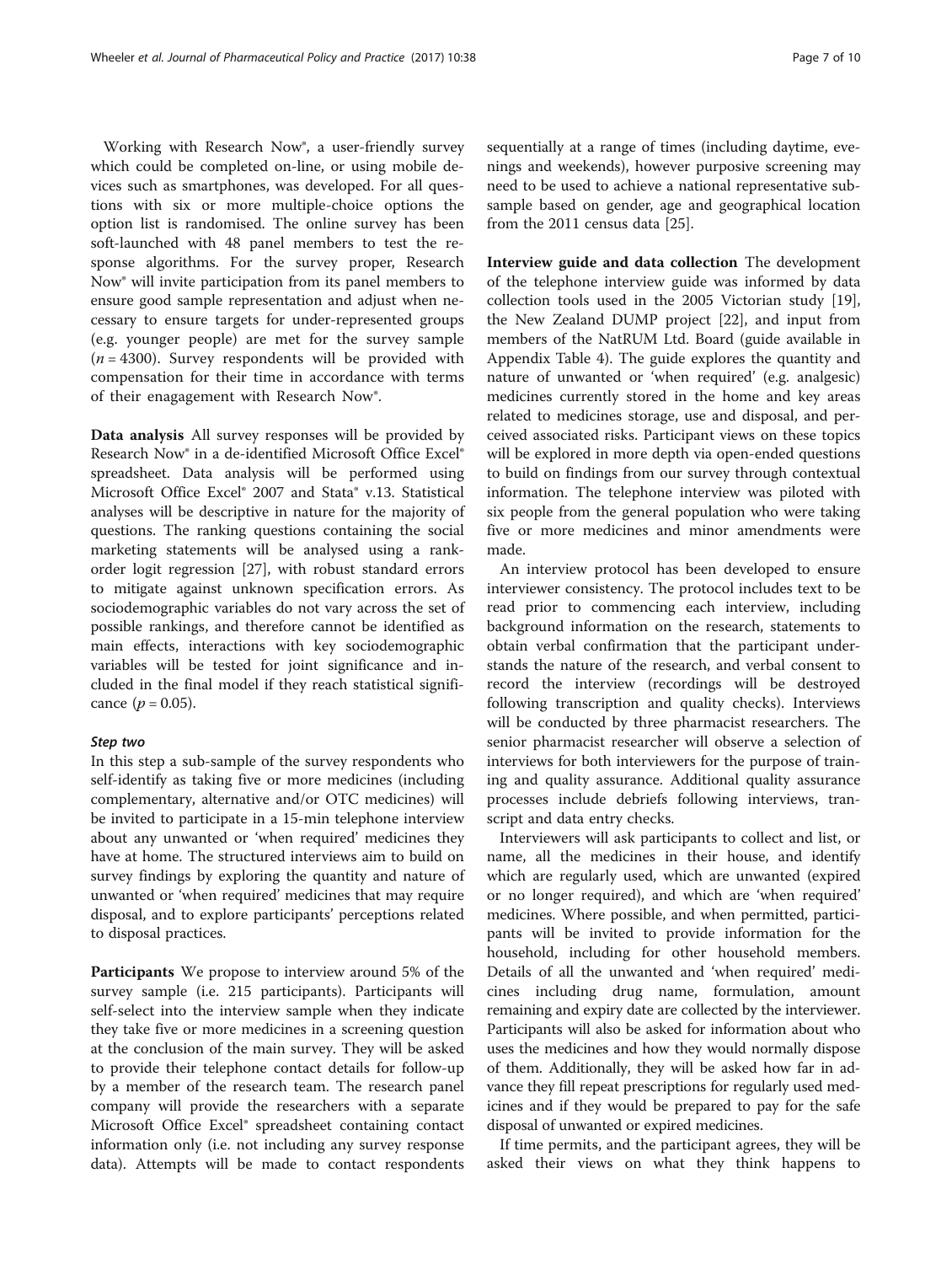Working with Research Now®, a user-friendly survey which could be completed on-line, or using mobile devices such as smartphones, was developed. For all questions with six or more multiple-choice options the option list is randomised. The online survey has been soft-launched with 48 panel members to test the response algorithms. For the survey proper, Research Now® will invite participation from its panel members to ensure good sample representation and adjust when necessary to ensure targets for under-represented groups (e.g. younger people) are met for the survey sample ($n = 4300$). Survey respondents will be provided with compensation for their time in accordance with terms of their enagagement with Research Now®.

**Data analysis** All survey responses will be provided by Research Now® in a de-identified Microsoft Office Excel® spreadsheet. Data analysis will be performed using Microsoft Office Excel® 2007 and Stata® v.13. Statistical analyses will be descriptive in nature for the majority of questions. The ranking questions containing the social marketing statements will be analysed using a rank-order logit regression [27], with robust standard errors to mitigate against unknown specification errors. As sociodemographic variables do not vary across the set of possible rankings, and therefore cannot be identified as main effects, interactions with key sociodemographic variables will be tested for joint significance and included in the final model if they reach statistical significance ($p = 0.05$).

### *Step two*

In this step a sub-sample of the survey respondents who self-identify as taking five or more medicines (including complementary, alternative and/or OTC medicines) will be invited to participate in a 15-min telephone interview about any unwanted or 'when required' medicines they have at home. The structured interviews aim to build on survey findings by exploring the quantity and nature of unwanted or 'when required' medicines that may require disposal, and to explore participants' perceptions related to disposal practices.

**Participants** We propose to interview around 5% of the survey sample (i.e. 215 participants). Participants will self-select into the interview sample when they indicate they take five or more medicines in a screening question at the conclusion of the main survey. They will be asked to provide their telephone contact details for follow-up by a member of the research team. The research panel company will provide the researchers with a separate Microsoft Office Excel® spreadsheet containing contact information only (i.e. not including any survey response data). Attempts will be made to contact respondents sequentially at a range of times (including daytime, evenings and weekends), however purposive screening may need to be used to achieve a national representative subsample based on gender, age and geographical location from the 2011 census data [25].

**Interview guide and data collection** The development of the telephone interview guide was informed by data collection tools used in the 2005 Victorian study [19], the New Zealand DUMP project [22], and input from members of the NatRUM Ltd. Board (guide available in Appendix Table 4). The guide explores the quantity and nature of unwanted or 'when required' (e.g. analgesic) medicines currently stored in the home and key areas related to medicines storage, use and disposal, and perceived associated risks. Participant views on these topics will be explored in more depth via open-ended questions to build on findings from our survey through contextual information. The telephone interview was piloted with six people from the general population who were taking five or more medicines and minor amendments were made.

An interview protocol has been developed to ensure interviewer consistency. The protocol includes text to be read prior to commencing each interview, including background information on the research, statements to obtain verbal confirmation that the participant understands the nature of the research, and verbal consent to record the interview (recordings will be destroyed following transcription and quality checks). Interviews will be conducted by three pharmacist researchers. The senior pharmacist researcher will observe a selection of interviews for both interviewers for the purpose of training and quality assurance. Additional quality assurance processes include debriefs following interviews, transcript and data entry checks.

Interviewers will ask participants to collect and list, or name, all the medicines in their house, and identify which are regularly used, which are unwanted (expired or no longer required), and which are 'when required' medicines. Where possible, and when permitted, participants will be invited to provide information for the household, including for other household members. Details of all the unwanted and 'when required' medicines including drug name, formulation, amount remaining and expiry date are collected by the interviewer. Participants will also be asked for information about who uses the medicines and how they would normally dispose of them. Additionally, they will be asked how far in advance they fill repeat prescriptions for regularly used medicines and if they would be prepared to pay for the safe disposal of unwanted or expired medicines.

If time permits, and the participant agrees, they will be asked their views on what they think happens to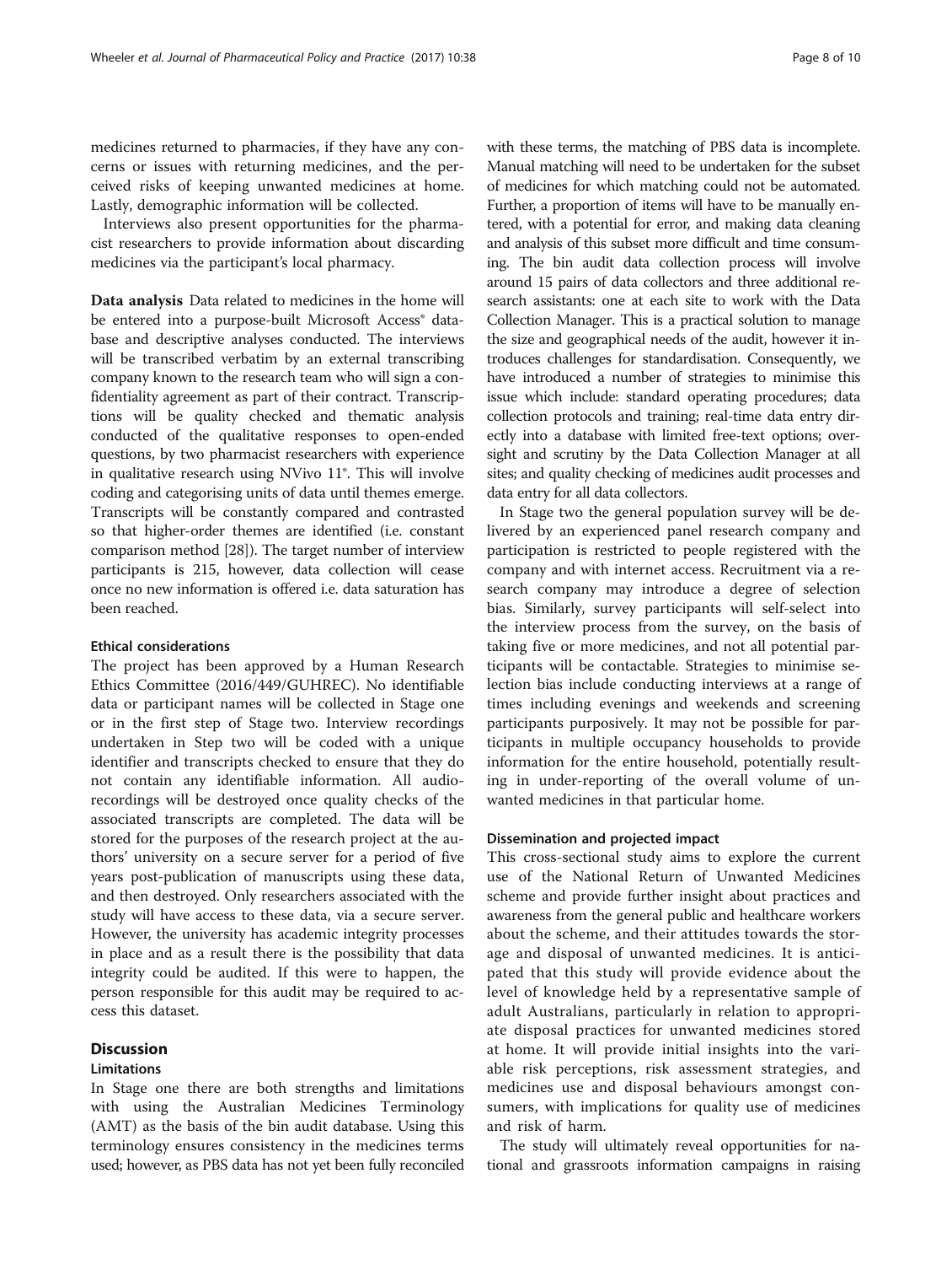medicines returned to pharmacies, if they have any concerns or issues with returning medicines, and the perceived risks of keeping unwanted medicines at home. Lastly, demographic information will be collected.

Interviews also present opportunities for the pharmacist researchers to provide information about discarding medicines via the participant's local pharmacy.

**Data analysis** Data related to medicines in the home will be entered into a purpose-built Microsoft Access® database and descriptive analyses conducted. The interviews will be transcribed verbatim by an external transcribing company known to the research team who will sign a confidentiality agreement as part of their contract. Transcriptions will be quality checked and thematic analysis conducted of the qualitative responses to open-ended questions, by two pharmacist researchers with experience in qualitative research using NVivo 11®. This will involve coding and categorising units of data until themes emerge. Transcripts will be constantly compared and contrasted so that higher-order themes are identified (i.e. constant comparison method [28]). The target number of interview participants is 215, however, data collection will cease once no new information is offered i.e. data saturation has been reached.

### Ethical considerations

The project has been approved by a Human Research Ethics Committee (2016/449/GUHREC). No identifiable data or participant names will be collected in Stage one or in the first step of Stage two. Interview recordings undertaken in Step two will be coded with a unique identifier and transcripts checked to ensure that they do not contain any identifiable information. All audio-recordings will be destroyed once quality checks of the associated transcripts are completed. The data will be stored for the purposes of the research project at the authors' university on a secure server for a period of five years post-publication of manuscripts using these data, and then destroyed. Only researchers associated with the study will have access to these data, via a secure server. However, the university has academic integrity processes in place and as a result there is the possibility that data integrity could be audited. If this were to happen, the person responsible for this audit may be required to access this dataset.

## Discussion

### Limitations

In Stage one there are both strengths and limitations with using the Australian Medicines Terminology (AMT) as the basis of the bin audit database. Using this terminology ensures consistency in the medicines terms used; however, as PBS data has not yet been fully reconciled with these terms, the matching of PBS data is incomplete. Manual matching will need to be undertaken for the subset of medicines for which matching could not be automated. Further, a proportion of items will have to be manually entered, with a potential for error, and making data cleaning and analysis of this subset more difficult and time consuming. The bin audit data collection process will involve around 15 pairs of data collectors and three additional research assistants: one at each site to work with the Data Collection Manager. This is a practical solution to manage the size and geographical needs of the audit, however it introduces challenges for standardisation. Consequently, we have introduced a number of strategies to minimise this issue which include: standard operating procedures; data collection protocols and training; real-time data entry directly into a database with limited free-text options; oversight and scrutiny by the Data Collection Manager at all sites; and quality checking of medicines audit processes and data entry for all data collectors.

In Stage two the general population survey will be delivered by an experienced panel research company and participation is restricted to people registered with the company and with internet access. Recruitment via a research company may introduce a degree of selection bias. Similarly, survey participants will self-select into the interview process from the survey, on the basis of taking five or more medicines, and not all potential participants will be contactable. Strategies to minimise selection bias include conducting interviews at a range of times including evenings and weekends and screening participants purposively. It may not be possible for participants in multiple occupancy households to provide information for the entire household, potentially resulting in under-reporting of the overall volume of unwanted medicines in that particular home.

### Dissemination and projected impact

This cross-sectional study aims to explore the current use of the National Return of Unwanted Medicines scheme and provide further insight about practices and awareness from the general public and healthcare workers about the scheme, and their attitudes towards the storage and disposal of unwanted medicines. It is anticipated that this study will provide evidence about the level of knowledge held by a representative sample of adult Australians, particularly in relation to appropriate disposal practices for unwanted medicines stored at home. It will provide initial insights into the variable risk perceptions, risk assessment strategies, and medicines use and disposal behaviours amongst consumers, with implications for quality use of medicines and risk of harm.

The study will ultimately reveal opportunities for national and grassroots information campaigns in raising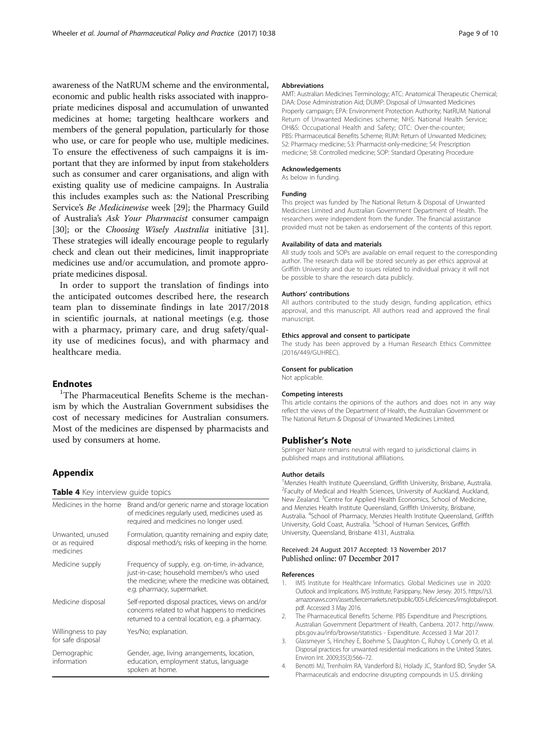awareness of the NatRUM scheme and the environmental, economic and public health risks associated with inappropriate medicines disposal and accumulation of unwanted medicines at home; targeting healthcare workers and members of the general population, particularly for those who use, or care for people who use, multiple medicines. To ensure the effectiveness of such campaigns it is important that they are informed by input from stakeholders such as consumer and carer organisations, and align with existing quality use of medicine campaigns. In Australia this includes examples such as: the National Prescribing Service's *Be Medicinewise* week [29]; the Pharmacy Guild of Australia's *Ask Your Pharmacist* consumer campaign [30]; or the *Choosing Wisely Australia* initiative [31]. These strategies will ideally encourage people to regularly check and clean out their medicines, limit inappropriate medicines use and/or accumulation, and promote appropriate medicines disposal.

In order to support the translation of findings into the anticipated outcomes described here, the research team plan to disseminate findings in late 2017/2018 in scientific journals, at national meetings (e.g. those with a pharmacy, primary care, and drug safety/quality use of medicines focus), and with pharmacy and healthcare media.

## Endnotes

[1]The Pharmaceutical Benefits Scheme is the mechanism by which the Australian Government subsidises the cost of necessary medicines for Australian consumers. Most of the medicines are dispensed by pharmacists and used by consumers at home.

## Appendix

**Table 4** Key interview guide topics

| | |
|---|---|
| Medicines in the home | Brand and/or generic name and storage location of medicines regularly used, medicines used as required and medicines no longer used. |
| Unwanted, unused or as required medicines | Formulation, quantity remaining and expiry date; disposal method/s; risks of keeping in the home. |
| Medicine supply | Frequency of supply, e.g. on-time, in-advance, just-in-case; household member/s who used the medicine; where the medicine was obtained, e.g. pharmacy, supermarket. |
| Medicine disposal | Self-reported disposal practices, views on and/or concerns related to what happens to medicines returned to a central location, e.g. a pharmacy. |
| Willingness to pay for safe disposal | Yes/No; explanation. |
| Demographic information | Gender, age, living arrangements, location, education, employment status, language spoken at home. |

### Abbreviations

AMT: Australian Medicines Terminology; ATC: Anatomical Therapeutic Chemical; DAA: Dose Administration Aid; DUMP: Disposal of Unwanted Medicines Properly campaign; EPA: Environment Protection Authority; NatRUM: National Return of Unwanted Medicines scheme; NHS: National Health Service; OH&S: Occupational Health and Safety; OTC: Over-the-counter; PBS: Pharmaceutical Benefits Scheme; RUM: Return of Unwanted Medicines; S2: Pharmacy medicine; S3: Pharmacist-only-medicine; S4: Prescription medicine; S8: Controlled medicine; SOP: Standard Operating Procedure

### Acknowledgements

As below in funding.

### Funding

This project was funded by The National Return & Disposal of Unwanted Medicines Limited and Australian Government Department of Health. The researchers were independent from the funder. The financial assistance provided must not be taken as endorsement of the contents of this report.

### Availability of data and materials

All study tools and SOPs are available on email request to the corresponding author. The research data will be stored securely as per ethics approval at Griffith University and due to issues related to individual privacy it will not be possible to share the research data publicly.

### Authors' contributions

All authors contributed to the study design, funding application, ethics approval, and this manuscript. All authors read and approved the final manuscript.

### Ethics approval and consent to participate

The study has been approved by a Human Research Ethics Committee (2016/449/GUHREC).

### Consent for publication

Not applicable.

### Competing interests

This article contains the opinions of the authors and does not in any way reflect the views of the Department of Health, the Australian Government or The National Return & Disposal of Unwanted Medicines Limited.

## Publisher's Note

Springer Nature remains neutral with regard to jurisdictional claims in published maps and institutional affiliations.

### Author details

[1]Menzies Health Institute Queensland, Griffith University, Brisbane, Australia. [2]Faculty of Medical and Health Sciences, University of Auckland, Auckland, New Zealand. [3]Centre for Applied Health Economics, School of Medicine, and Menzies Health Institute Queensland, Griffith University, Brisbane, Australia. [4]School of Pharmacy, Menzies Health Institute Queensland, Griffith University, Gold Coast, Australia. [5]School of Human Services, Griffith University, Queensland, Brisbane 4131, Australia.

Received: 24 August 2017 Accepted: 13 November 2017
Published online: 07 December 2017

### References

1. IMS Institute for Healthcare Informatics. Global Medicines use in 2020: Outlook and Implications. IMS Institute, Parsippany, New Jersey. 2015. https://s3.amazonaws.com/assets.fiercemarkets.net/public/005-LifeSciences/imsglobalreport.pdf. Accessed 3 May 2016.
2. The Pharmaceutical Benefits Scheme. PBS Expenditure and Prescriptions. Australian Government Department of Health, Canberra. 2017. http://www.pbs.gov.au/info/browse/statistics - Expenditure. Accessed 3 Mar 2017.
3. Glassmeyer S, Hinchey E, Boehme S, Daughton C, Ruhoy I, Conerly O, et al. Disposal practices for unwanted residential medications in the United States. Environ Int. 2009;35(3):566–72.
4. Benotti MJ, Trenholm RA, Vanderford BJ, Holady JC, Stanford BD, Snyder SA. Pharmaceuticals and endocrine disrupting compounds in U.S. drinking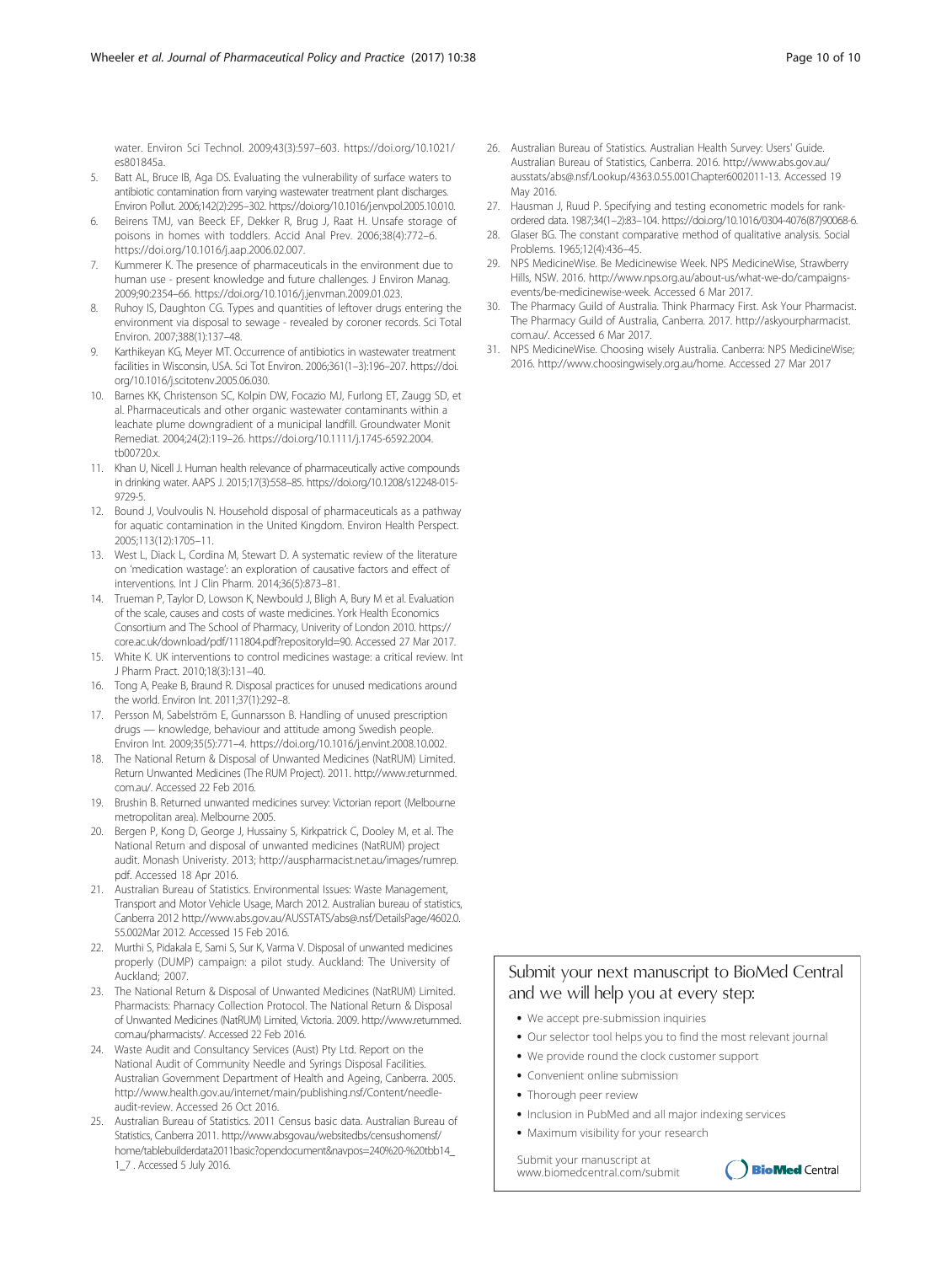water. Environ Sci Technol. 2009;43(3):597–603. https://doi.org/10.1021/es801845a.

5. Batt AL, Bruce IB, Aga DS. Evaluating the vulnerability of surface waters to antibiotic contamination from varying wastewater treatment plant discharges. Environ Pollut. 2006;142(2):295–302. https://doi.org/10.1016/j.envpol.2005.10.010.
6. Beirens TMJ, van Beeck EF, Dekker R, Brug J, Raat H. Unsafe storage of poisons in homes with toddlers. Accid Anal Prev. 2006;38(4):772–6. https://doi.org/10.1016/j.aap.2006.02.007.
7. Kummerer K. The presence of pharmaceuticals in the environment due to human use - present knowledge and future challenges. J Environ Manag. 2009;90:2354–66. https://doi.org/10.1016/j.jenvman.2009.01.023.
8. Ruhoy IS, Daughton CG. Types and quantities of leftover drugs entering the environment via disposal to sewage - revealed by coroner records. Sci Total Environ. 2007;388(1):137–48.
9. Karthikeyan KG, Meyer MT. Occurrence of antibiotics in wastewater treatment facilities in Wisconsin, USA. Sci Tot Environ. 2006;361(1–3):196–207. https://doi.org/10.1016/j.scitotenv.2005.06.030.
10. Barnes KK, Christenson SC, Kolpin DW, Focazio MJ, Furlong ET, Zaugg SD, et al. Pharmaceuticals and other organic wastewater contaminants within a leachate plume downgradient of a municipal landfill. Groundwater Monit Remediat. 2004;24(2):119–26. https://doi.org/10.1111/j.1745-6592.2004.tb00720.x.
11. Khan U, Nicell J. Human health relevance of pharmaceutically active compounds in drinking water. AAPS J. 2015;17(3):558–85. https://doi.org/10.1208/s12248-015-9729-5.
12. Bound J, Voulvoulis N. Household disposal of pharmaceuticals as a pathway for aquatic contamination in the United Kingdom. Environ Health Perspect. 2005;113(12):1705–11.
13. West L, Diack L, Cordina M, Stewart D. A systematic review of the literature on 'medication wastage': an exploration of causative factors and effect of interventions. Int J Clin Pharm. 2014;36(5):873–81.
14. Trueman P, Taylor D, Lowson K, Newbould J, Bligh A, Bury M et al. Evaluation of the scale, causes and costs of waste medicines. York Health Economics Consortium and The School of Pharmacy, Univerity of London 2010. https://core.ac.uk/download/pdf/111804.pdf?repositoryId=90. Accessed 27 Mar 2017.
15. White K. UK interventions to control medicines wastage: a critical review. Int J Pharm Pract. 2010;18(3):131–40.
16. Tong A, Peake B, Braund R. Disposal practices for unused medications around the world. Environ Int. 2011;37(1):292–8.
17. Persson M, Sabelström E, Gunnarsson B. Handling of unused prescription drugs — knowledge, behaviour and attitude among Swedish people. Environ Int. 2009;35(5):771–4. https://doi.org/10.1016/j.envint.2008.10.002.
18. The National Return & Disposal of Unwanted Medicines (NatRUM) Limited. Return Unwanted Medicines (The RUM Project). 2011. http://www.returnmed.com.au/. Accessed 22 Feb 2016.
19. Brushin B. Returned unwanted medicines survey: Victorian report (Melbourne metropolitan area). Melbourne 2005.
20. Bergen P, Kong D, George J, Hussainy S, Kirkpatrick C, Dooley M, et al. The National Return and disposal of unwanted medicines (NatRUM) project audit. Monash Univeristy. 2013; http://auspharmacist.net.au/images/rumrep.pdf. Accessed 18 Apr 2016.
21. Australian Bureau of Statistics. Environmental Issues: Waste Management, Transport and Motor Vehicle Usage, March 2012. Australian bureau of statistics, Canberra 2012 http://www.abs.gov.au/AUSSTATS/abs@.nsf/DetailsPage/4602.0.55.002Mar 2012. Accessed 15 Feb 2016.
22. Murthi S, Pidakala E, Sami S, Sur K, Varma V. Disposal of unwanted medicines properly (DUMP) campaign: a pilot study. Auckland: The University of Auckland; 2007.
23. The National Return & Disposal of Unwanted Medicines (NatRUM) Limited. Pharmacists: Pharmacy Collection Protocol. The National Return & Disposal of Unwanted Medicines (NatRUM) Limited, Victoria. 2009. http://www.returnmed.com.au/pharmacists/. Accessed 22 Feb 2016.
24. Waste Audit and Consultancy Services (Aust) Pty Ltd. Report on the National Audit of Community Needle and Syrings Disposal Facilities. Australian Government Department of Health and Ageing, Canberra. 2005. http://www.health.gov.au/internet/main/publishing.nsf/Content/needle-audit-review. Accessed 26 Oct 2016.
25. Australian Bureau of Statistics. 2011 Census basic data. Australian Bureau of Statistics, Canberra 2011. http://www.absgovau/websitedbs/censushomensf/home/tablebuilderdata2011basic?opendocument&navpos=240%20-%20tbb14_1_7 . Accessed 5 July 2016.
26. Australian Bureau of Statistics. Australian Health Survey: Users' Guide. Australian Bureau of Statistics, Canberra. 2016. http://www.abs.gov.au/ausstats/abs@.nsf/Lookup/4363.0.55.001Chapter6002011-13. Accessed 19 May 2016.
27. Hausman J, Ruud P. Specifying and testing econometric models for rank-ordered data. 1987;34(1–2):83–104. https://doi.org/10.1016/0304-4076(87)90068-6.
28. Glaser BG. The constant comparative method of qualitative analysis. Social Problems. 1965;12(4):436–45.
29. NPS MedicineWise. Be Medicinewise Week. NPS MedicineWise, Strawberry Hills, NSW. 2016. http://www.nps.org.au/about-us/what-we-do/campaigns-events/be-medicinewise-week. Accessed 6 Mar 2017.
30. The Pharmacy Guild of Australia. Think Pharmacy First. Ask Your Pharmacist. The Pharmacy Guild of Australia, Canberra. 2017. http://askyourpharmacist.com.au/. Accessed 6 Mar 2017.
31. NPS MedicineWise. Choosing wisely Australia. Canberra: NPS MedicineWise; 2016. http://www.choosingwisely.org.au/home. Accessed 27 Mar 2017

Submit your next manuscript to BioMed Central and we will help you at every step:

- We accept pre-submission inquiries
- Our selector tool helps you to find the most relevant journal
- We provide round the clock customer support
- Convenient online submission
- Thorough peer review
- Inclusion in PubMed and all major indexing services
- Maximum visibility for your research

Submit your manuscript at www.biomedcentral.com/submit

BioMed Central